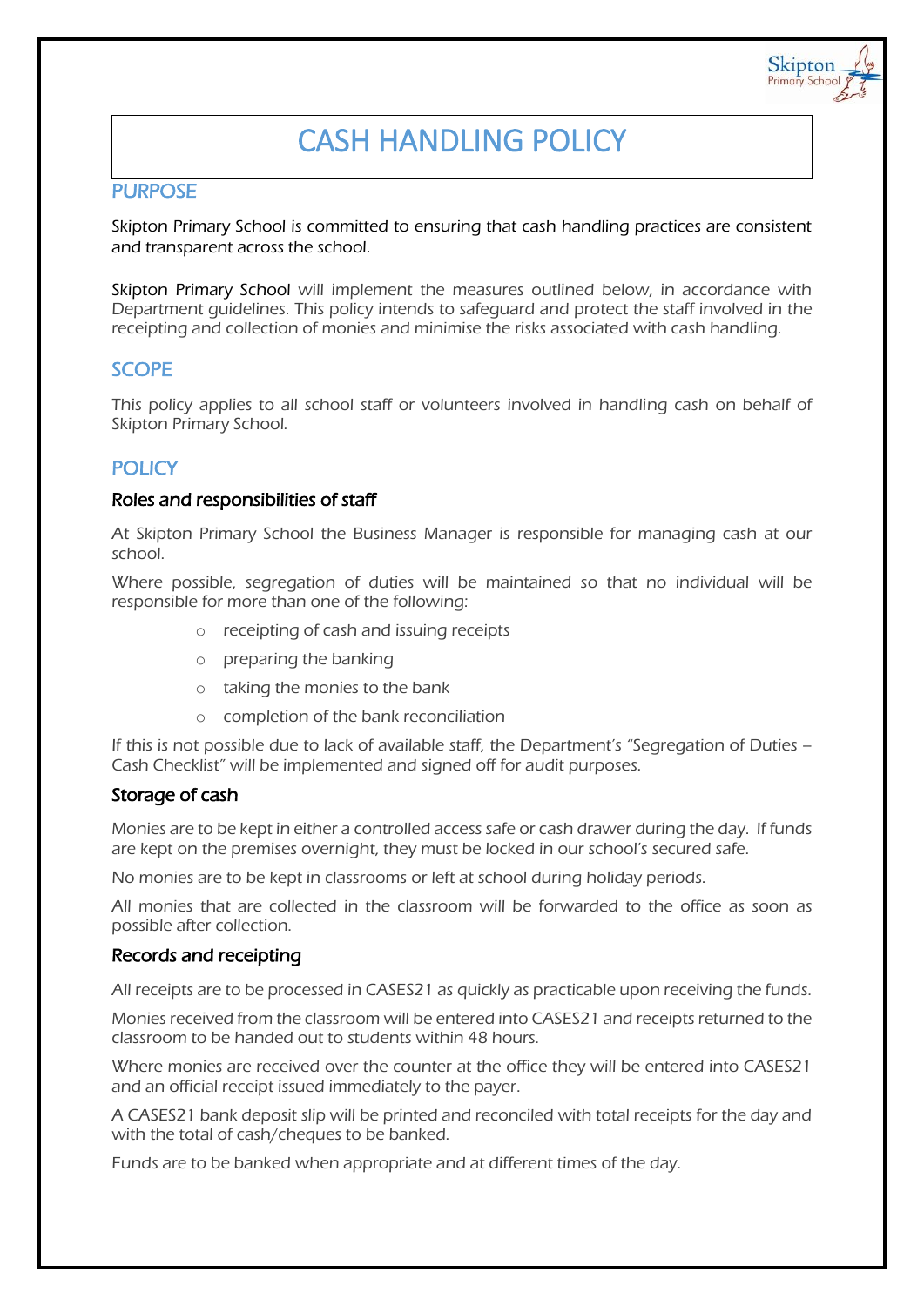# CASH HANDLING POLICY

## PURPOSE

Skipton Primary School is committed to ensuring that cash handling practices are consistent and transparent across the school.

Skipton Primary School will implement the measures outlined below, in accordance with Department guidelines. This policy intends to safeguard and protect the staff involved in the receipting and collection of monies and minimise the risks associated with cash handling.

## SCOPE

This policy applies to all school staff or volunteers involved in handling cash on behalf of Skipton Primary School.

## POLICY

### Roles and responsibilities of staff

At Skipton Primary School the Business Manager is responsible for managing cash at our school.

Where possible, segregation of duties will be maintained so that no individual will be responsible for more than one of the following:

- receipting of cash and issuing receipts
- preparing the banking
- taking the monies to the bank
- completion of the bank reconciliation

If this is not possible due to lack of available staff, the Department's "Segregation of Duties – Cash Checklist" will be implemented and signed off for audit purposes.

### Storage of cash

Monies are to be kept in either a controlled access safe or cash drawer during the day. If funds are kept on the premises overnight, they must be locked in our school's secured safe.

No monies are to be kept in classrooms or left at school during holiday periods.

All monies that are collected in the classroom will be forwarded to the office as soon as possible after collection.

### Records and receipting

All receipts are to be processed in CASES21 as quickly as practicable upon receiving the funds.

Monies received from the classroom will be entered into CASES21 and receipts returned to the classroom to be handed out to students within 48 hours.

Where monies are received over the counter at the office they will be entered into CASES21 and an official receipt issued immediately to the payer.

A CASES21 bank deposit slip will be printed and reconciled with total receipts for the day and with the total of cash/cheques to be banked.

Funds are to be banked when appropriate and at different times of the day.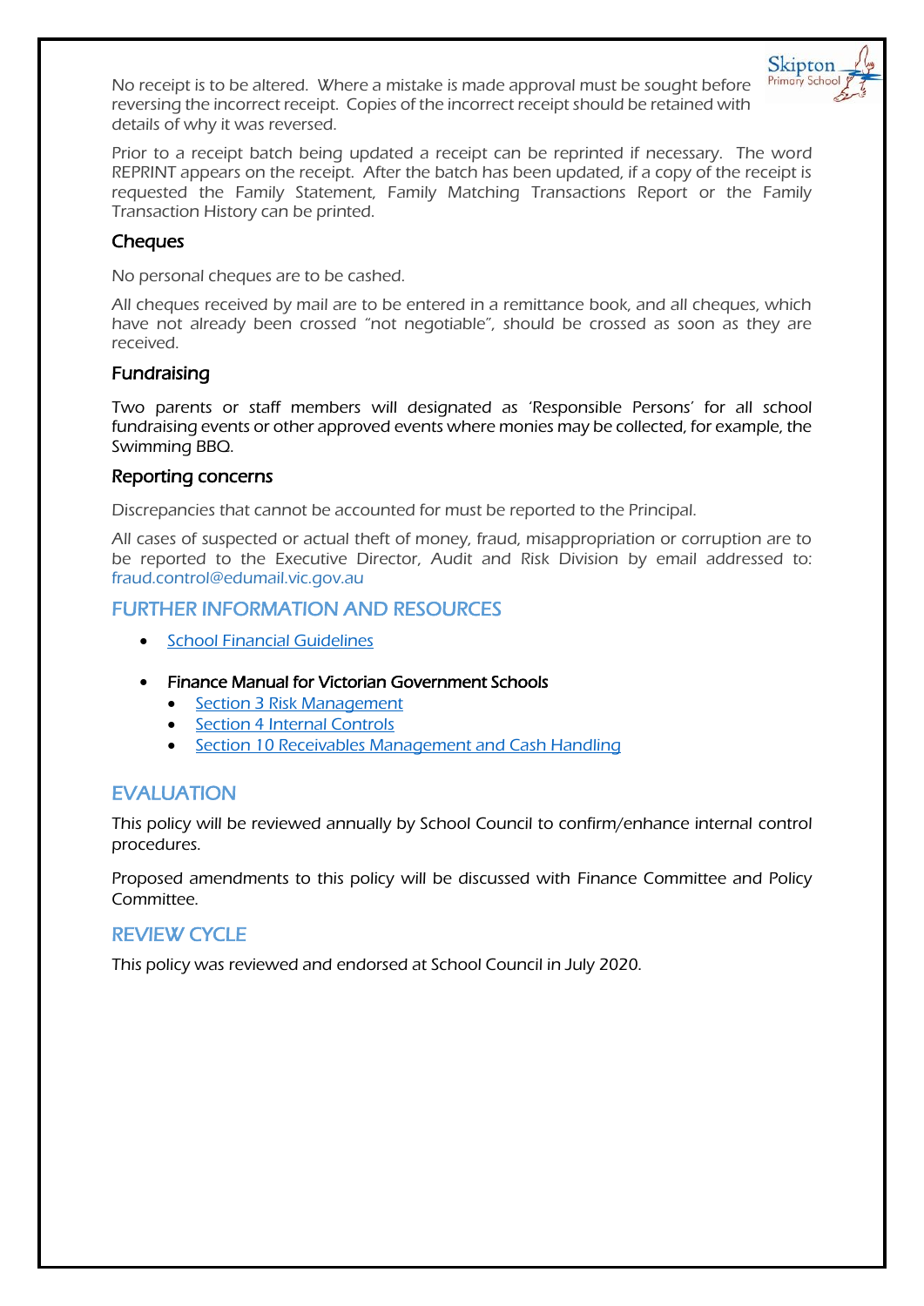No receipt is to be altered. Where a mistake is made approval must be sought before reversing the incorrect receipt. Copies of the incorrect receipt should be retained with details of why it was reversed.

Prior to a receipt batch being updated a receipt can be reprinted if necessary. The word REPRINT appears on the receipt. After the batch has been updated, if a copy of the receipt is requested the Family Statement, Family Matching Transactions Report or the Family Transaction History can be printed.

### Cheques

No personal cheques are to be cashed.

All cheques received by mail are to be entered in a remittance book, and all cheques, which have not already been crossed "not negotiable", should be crossed as soon as they are received.

### Fundraising

Two parents or staff members will designated as 'Responsible Persons' for all school fundraising events or other approved events where monies may be collected, for example, the Swimming BBQ.

### Reporting concerns

Discrepancies that cannot be accounted for must be reported to the Principal.

All cases of suspected or actual theft of money, fraud, misappropriation or corruption are to be reported to the Executive Director, Audit and Risk Division by email addressed to: fraud.control@edumail.vic.gov.au

## FURTHER INFORMATION AND RESOURCES

- School Financial Guidelines

- Finance Manual for Victorian Government Schools
  - Section 3 Risk Management
  - Section 4 Internal Controls
  - Section 10 Receivables Management and Cash Handling

## EVALUATION

This policy will be reviewed annually by School Council to confirm/enhance internal control procedures.

Proposed amendments to this policy will be discussed with Finance Committee and Policy Committee.

## REVIEW CYCLE

This policy was reviewed and endorsed at School Council in July 2020.